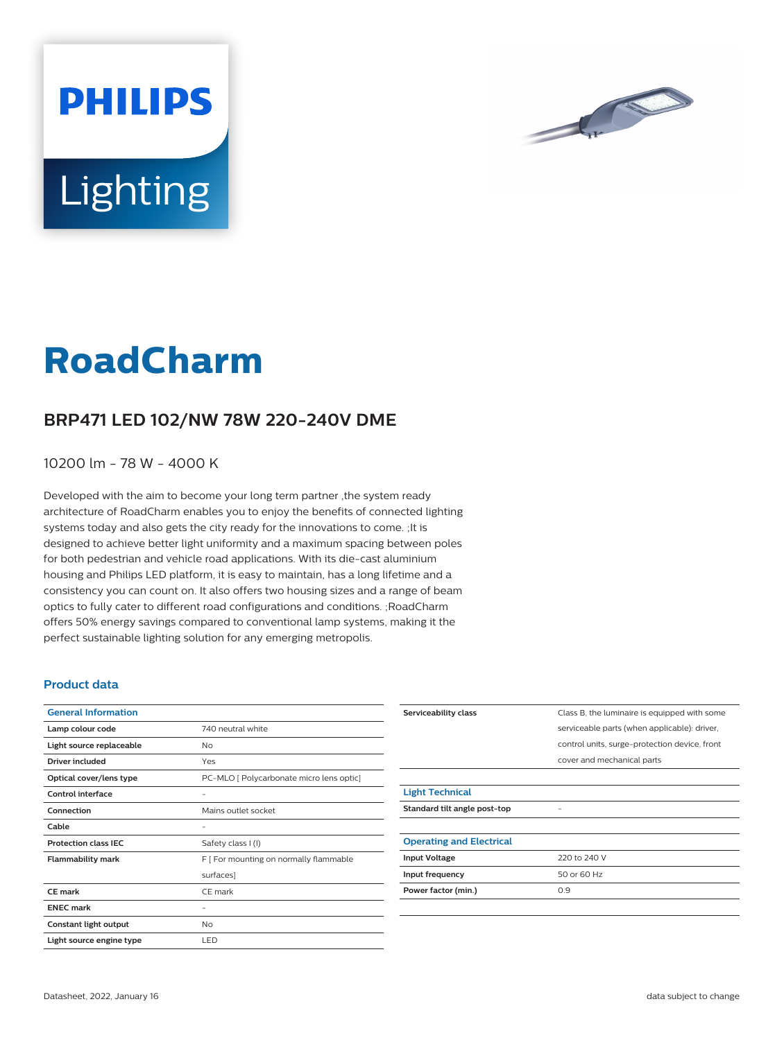PHILIPS

Lighting

# RoadCharm

## BRP471 LED 102/NW 78W 220-240V DME

10200 lm - 78 W - 4000 K

Developed with the aim to become your long term partner ,the system ready architecture of RoadCharm enables you to enjoy the benefits of connected lighting systems today and also gets the city ready for the innovations to come. ;It is designed to achieve better light uniformity and a maximum spacing between poles for both pedestrian and vehicle road applications. With its die-cast aluminium housing and Philips LED platform, it is easy to maintain, has a long lifetime and a consistency you can count on. It also offers two housing sizes and a range of beam optics to fully cater to different road configurations and conditions. ;RoadCharm offers 50% energy savings compared to conventional lamp systems, making it the perfect sustainable lighting solution for any emerging metropolis.

### Product data

| General Information | |
|---|---|
| **Lamp colour code** | 740 neutral white |
| **Light source replaceable** | No |
| **Driver included** | Yes |
| **Optical cover/lens type** | PC-MLO [ Polycarbonate micro lens optic] |
| **Control interface** | - |
| **Connection** | Mains outlet socket |
| **Cable** | - |
| **Protection class IEC** | Safety class I (I) |
| **Flammability mark** | F [ For mounting on normally flammable surfaces] |
| **CE mark** | CE mark |
| **ENEC mark** | - |
| **Constant light output** | No |
| **Light source engine type** | LED |
| **Serviceability class** | Class B, the luminaire is equipped with some serviceable parts (when applicable): driver, control units, surge-protection device, front cover and mechanical parts |

| Light Technical | |
|---|---|
| **Standard tilt angle post-top** | - |

| Operating and Electrical | |
|---|---|
| **Input Voltage** | 220 to 240 V |
| **Input frequency** | 50 or 60 Hz |
| **Power factor (min.)** | 0.9 |

Datasheet, 2022, January 16

data subject to change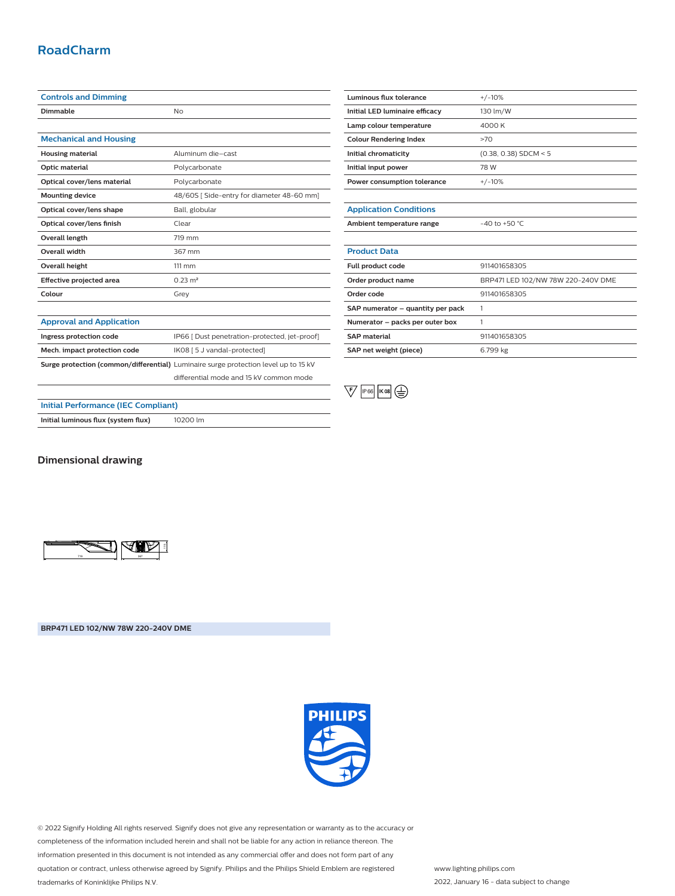# RoadCharm

| Controls and Dimming | |
|---|---|
| Dimmable | No |

| Mechanical and Housing | |
|---|---|
| Housing material | Aluminum die-cast |
| Optic material | Polycarbonate |
| Optical cover/lens material | Polycarbonate |
| Mounting device | 48/60S [ Side-entry for diameter 48-60 mm] |
| Optical cover/lens shape | Ball, globular |
| Optical cover/lens finish | Clear |
| Overall length | 719 mm |
| Overall width | 367 mm |
| Overall height | 111 mm |
| Effective projected area | 0.23 m² |
| Colour | Grey |

| Approval and Application | |
|---|---|
| Ingress protection code | IP66 [ Dust penetration-protected, jet-proof] |
| Mech. impact protection code | IK08 [ 5 J vandal-protected] |
| Surge protection (common/differential) | Luminaire surge protection level up to 15 kV differential mode and 15 kV common mode |

| Initial Performance (IEC Compliant) | |
|---|---|
| Initial luminous flux (system flux) | 10200 lm |
| Luminous flux tolerance | +/-10% |
| Initial LED luminaire efficacy | 130 lm/W |
| Lamp colour temperature | 4000 K |
| Colour Rendering Index | >70 |
| Initial chromaticity | (0.38, 0.38) SDCM < 5 |
| Initial input power | 78 W |
| Power consumption tolerance | +/-10% |

| Application Conditions | |
|---|---|
| Ambient temperature range | -40 to +50 °C |

| Product Data | |
|---|---|
| Full product code | 911401658305 |
| Order product name | BRP471 LED 102/NW 78W 220-240V DME |
| Order code | 911401658305 |
| SAP numerator – quantity per pack | 1 |
| Numerator – packs per outer box | 1 |
| SAP material | 911401658305 |
| SAP net weight (piece) | 6.799 kg |

F IP66 IK08

## Dimensional drawing

719

367

111

**BRP471 LED 102/NW 78W 220-240V DME**

© 2022 Signify Holding All rights reserved. Signify does not give any representation or warranty as to the accuracy or completeness of the information included herein and shall not be liable for any action in reliance thereon. The information presented in this document is not intended as any commercial offer and does not form part of any quotation or contract, unless otherwise agreed by Signify. Philips and the Philips Shield Emblem are registered trademarks of Koninklijke Philips N.V.

www.lighting.philips.com

2022, January 16 - data subject to change